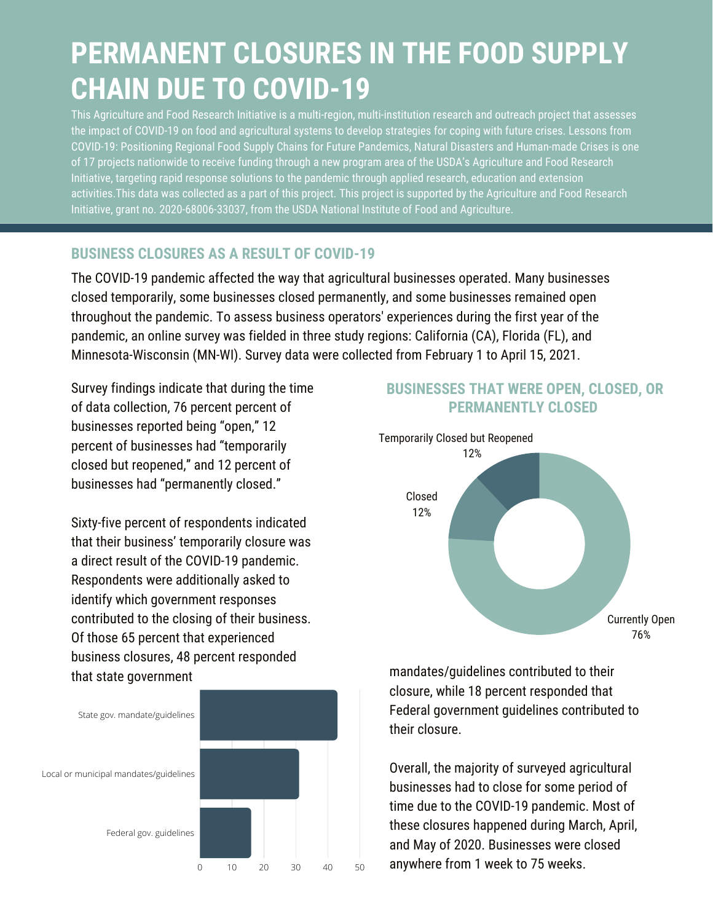# PERMANENT CLOSURES IN THE FOOD SUPPLY CHAIN DUE TO COVID-19

This Agriculture and Food Research Initiative is a multi-region, multi-institution research and outreach project that assesses the impact of COVID-19 on food and agricultural systems to develop strategies for coping with future crises. Lessons from COVID-19: Positioning Regional Food Supply Chains for Future Pandemics, Natural Disasters and Human-made Crises is one of 17 projects nationwide to receive funding through a new program area of the USDA's Agriculture and Food Research Initiative, targeting rapid response solutions to the pandemic through applied research, education and extension activities.This data was collected as a part of this project. This project is supported by the Agriculture and Food Research Initiative, grant no. 2020-68006-33037, from the USDA National Institute of Food and Agriculture.

## BUSINESS CLOSURES AS A RESULT OF COVID-19

The COVID-19 pandemic affected the way that agricultural businesses operated. Many businesses closed temporarily, some businesses closed permanently, and some businesses remained open throughout the pandemic. To assess business operators' experiences during the first year of the pandemic, an online survey was fielded in three study regions: California (CA), Florida (FL), and Minnesota-Wisconsin (MN-WI). Survey data were collected from February 1 to April 15, 2021.

Survey findings indicate that during the time of data collection, 76 percent percent of businesses reported being "open," 12 percent of businesses had "temporarily closed but reopened," and 12 percent of businesses had "permanently closed."

### BUSINESSES THAT WERE OPEN, CLOSED, OR PERMANENTLY CLOSED

| Status | Percent |
|---|---|
| Currently Open | 76% |
| Temporarily Closed but Reopened | 12% |
| Closed | 12% |

Sixty-five percent of respondents indicated that their business' temporarily closure was a direct result of the COVID-19 pandemic. Respondents were additionally asked to identify which government responses contributed to the closing of their business. Of those 65 percent that experienced business closures, 48 percent responded that state government mandates/guidelines contributed to their closure, while 18 percent responded that Federal government guidelines contributed to their closure.

| Government response | Approx. value |
|---|---|
| State gov. mandate/guidelines | ~43 |
| Local or municipal mandates/guidelines | ~31 |
| Federal gov. guidelines | ~16 |

Overall, the majority of surveyed agricultural businesses had to close for some period of time due to the COVID-19 pandemic. Most of these closures happened during March, April, and May of 2020. Businesses were closed anywhere from 1 week to 75 weeks.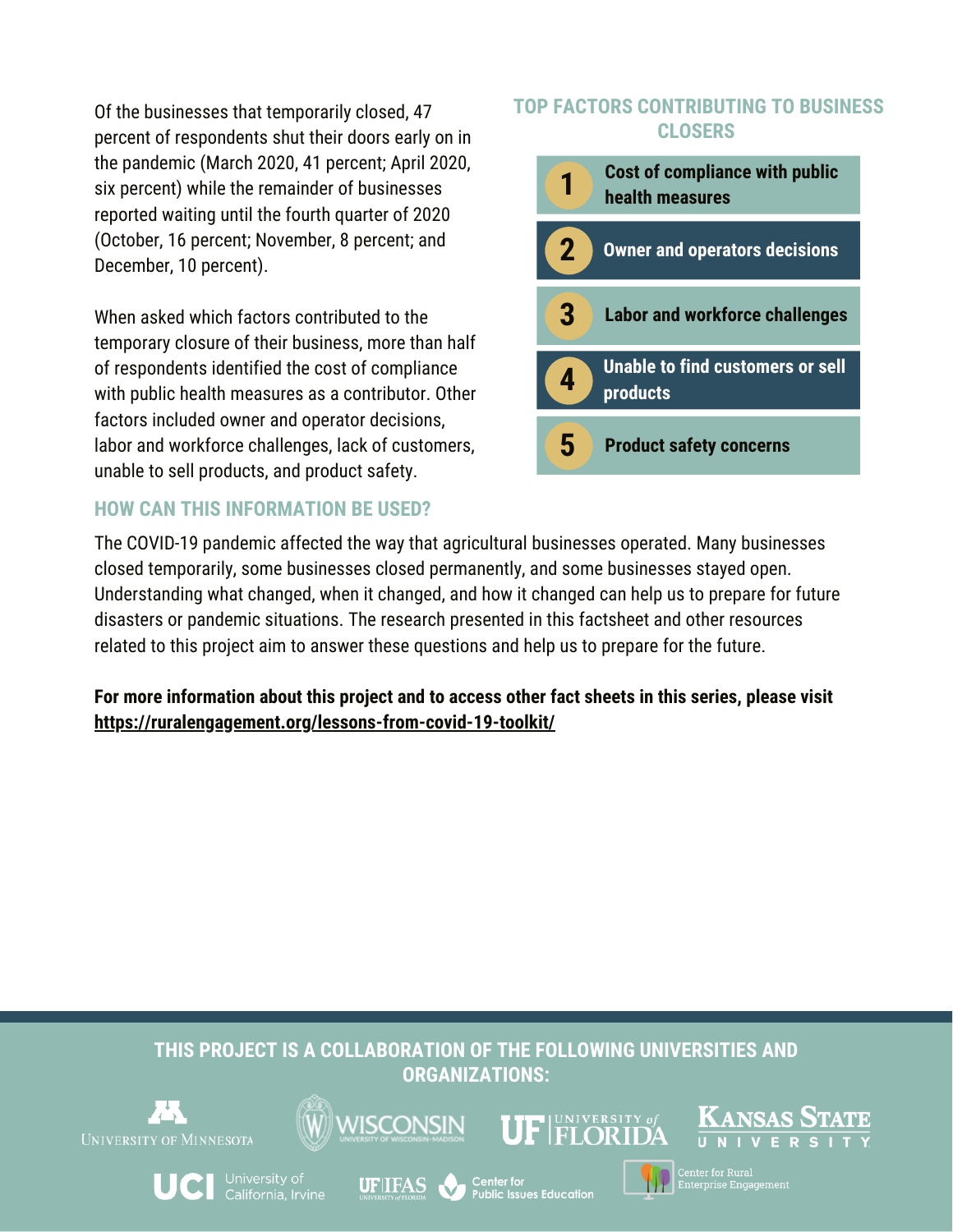Of the businesses that temporarily closed, 47 percent of respondents shut their doors early on in the pandemic (March 2020, 41 percent; April 2020, six percent) while the remainder of businesses reported waiting until the fourth quarter of 2020 (October, 16 percent; November, 8 percent; and December, 10 percent).

When asked which factors contributed to the temporary closure of their business, more than half of respondents identified the cost of compliance with public health measures as a contributor. Other factors included owner and operator decisions, labor and workforce challenges, lack of customers, unable to sell products, and product safety.

## TOP FACTORS CONTRIBUTING TO BUSINESS CLOSERS

1. **Cost of compliance with public health measures**
2. **Owner and operators decisions**
3. **Labor and workforce challenges**
4. **Unable to find customers or sell products**
5. **Product safety concerns**

## HOW CAN THIS INFORMATION BE USED?

The COVID-19 pandemic affected the way that agricultural businesses operated. Many businesses closed temporarily, some businesses closed permanently, and some businesses stayed open. Understanding what changed, when it changed, and how it changed can help us to prepare for future disasters or pandemic situations. The research presented in this factsheet and other resources related to this project aim to answer these questions and help us to prepare for the future.

**For more information about this project and to access other fact sheets in this series, please visit https://ruralengagement.org/lessons-from-covid-19-toolkit/**

**THIS PROJECT IS A COLLABORATION OF THE FOLLOWING UNIVERSITIES AND ORGANIZATIONS:**

University of Minnesota

Wisconsin – University of Wisconsin-Madison

UF University of Florida

Kansas State University

UCI University of California, Irvine

UF IFAS University of Florida

Center for Public Issues Education

Center for Rural Enterprise Engagement